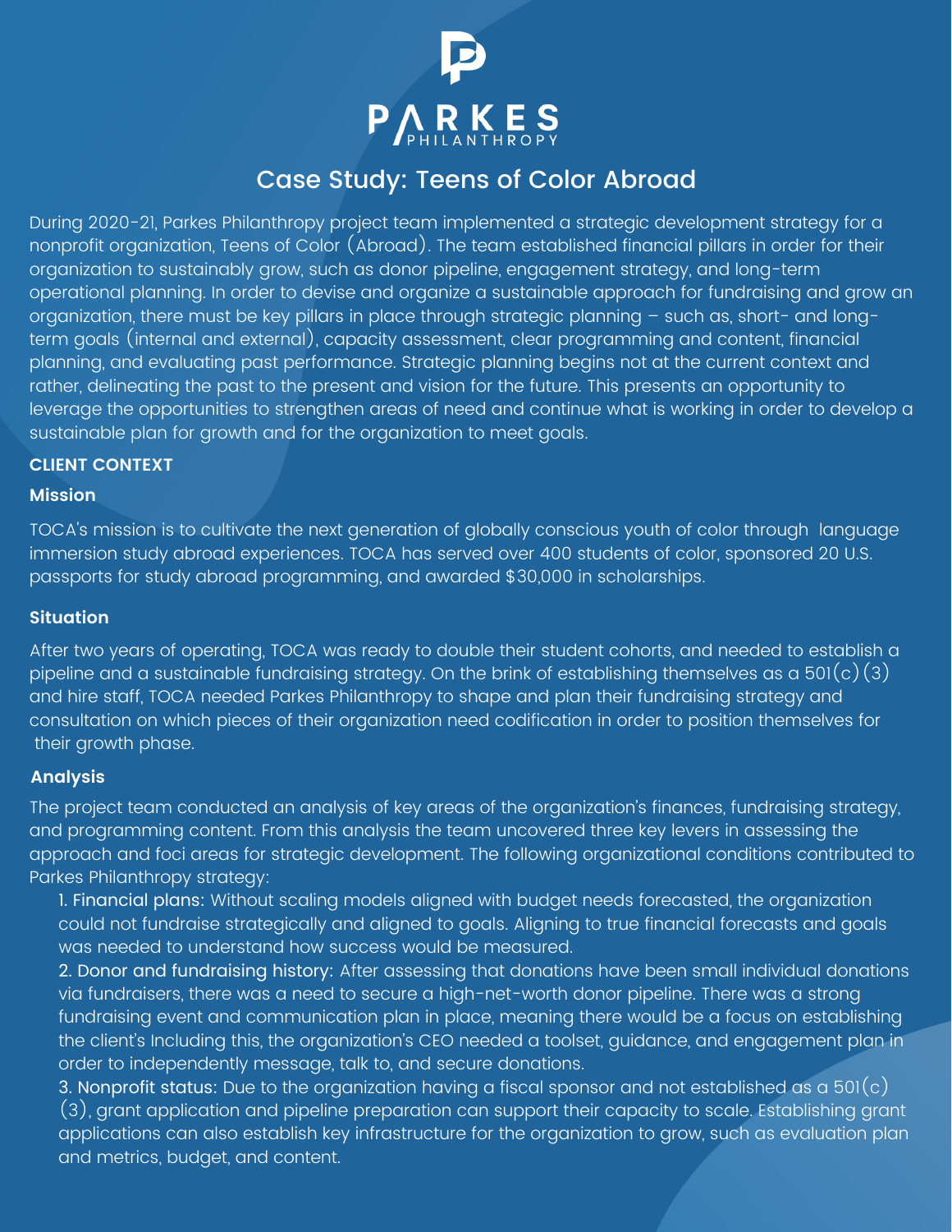PARKES PHILANTHROPY

# Case Study: Teens of Color Abroad

During 2020-21, Parkes Philanthropy project team implemented a strategic development strategy for a nonprofit organization, Teens of Color (Abroad). The team established financial pillars in order for their organization to sustainably grow, such as donor pipeline, engagement strategy, and long-term operational planning. In order to devise and organize a sustainable approach for fundraising and grow an organization, there must be key pillars in place through strategic planning – such as, short- and long-term goals (internal and external), capacity assessment, clear programming and content, financial planning, and evaluating past performance. Strategic planning begins not at the current context and rather, delineating the past to the present and vision for the future. This presents an opportunity to leverage the opportunities to strengthen areas of need and continue what is working in order to develop a sustainable plan for growth and for the organization to meet goals.

**CLIENT CONTEXT**

**Mission**

TOCA's mission is to cultivate the next generation of globally conscious youth of color through language immersion study abroad experiences. TOCA has served over 400 students of color, sponsored 20 U.S. passports for study abroad programming, and awarded $30,000 in scholarships.

**Situation**

After two years of operating, TOCA was ready to double their student cohorts, and needed to establish a pipeline and a sustainable fundraising strategy. On the brink of establishing themselves as a 501(c)(3) and hire staff, TOCA needed Parkes Philanthropy to shape and plan their fundraising strategy and consultation on which pieces of their organization need codification in order to position themselves for their growth phase.

**Analysis**

The project team conducted an analysis of key areas of the organization's finances, fundraising strategy, and programming content. From this analysis the team uncovered three key levers in assessing the approach and foci areas for strategic development. The following organizational conditions contributed to Parkes Philanthropy strategy:

1. Financial plans: Without scaling models aligned with budget needs forecasted, the organization could not fundraise strategically and aligned to goals. Aligning to true financial forecasts and goals was needed to understand how success would be measured.
2. Donor and fundraising history: After assessing that donations have been small individual donations via fundraisers, there was a need to secure a high-net-worth donor pipeline. There was a strong fundraising event and communication plan in place, meaning there would be a focus on establishing the client's Including this, the organization's CEO needed a toolset, guidance, and engagement plan in order to independently message, talk to, and secure donations.
3. Nonprofit status: Due to the organization having a fiscal sponsor and not established as a 501(c)(3), grant application and pipeline preparation can support their capacity to scale. Establishing grant applications can also establish key infrastructure for the organization to grow, such as evaluation plan and metrics, budget, and content.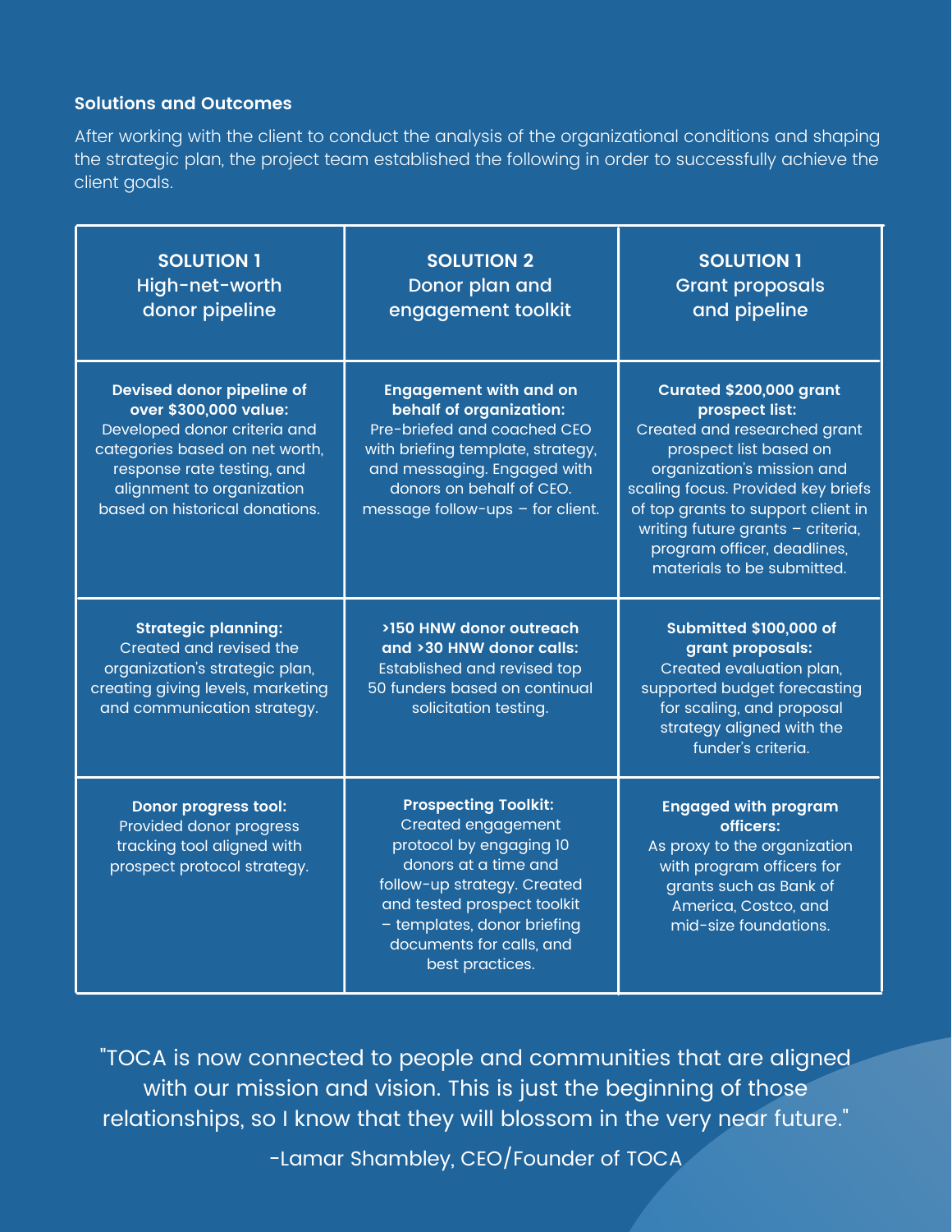**Solutions and Outcomes**

After working with the client to conduct the analysis of the organizational conditions and shaping the strategic plan, the project team established the following in order to successfully achieve the client goals.

| **SOLUTION 1** High-net-worth donor pipeline | **SOLUTION 2** Donor plan and engagement toolkit | **SOLUTION 1** Grant proposals and pipeline |
|---|---|---|
| **Devised donor pipeline of over $300,000 value:** Developed donor criteria and categories based on net worth, response rate testing, and alignment to organization based on historical donations. | **Engagement with and on behalf of organization:** Pre-briefed and coached CEO with briefing template, strategy, and messaging. Engaged with donors on behalf of CEO. message follow-ups – for client. | **Curated $200,000 grant prospect list:** Created and researched grant prospect list based on organization's mission and scaling focus. Provided key briefs of top grants to support client in writing future grants – criteria, program officer, deadlines, materials to be submitted. |
| **Strategic planning:** Created and revised the organization's strategic plan, creating giving levels, marketing and communication strategy. | **>150 HNW donor outreach and >30 HNW donor calls:** Established and revised top 50 funders based on continual solicitation testing. | **Submitted $100,000 of grant proposals:** Created evaluation plan, supported budget forecasting for scaling, and proposal strategy aligned with the funder's criteria. |
| **Donor progress tool:** Provided donor progress tracking tool aligned with prospect protocol strategy. | **Prospecting Toolkit:** Created engagement protocol by engaging 10 donors at a time and follow-up strategy. Created and tested prospect toolkit – templates, donor briefing documents for calls, and best practices. | **Engaged with program officers:** As proxy to the organization with program officers for grants such as Bank of America, Costco, and mid-size foundations. |

"TOCA is now connected to people and communities that are aligned with our mission and vision. This is just the beginning of those relationships, so I know that they will blossom in the very near future."

-Lamar Shambley, CEO/Founder of TOCA